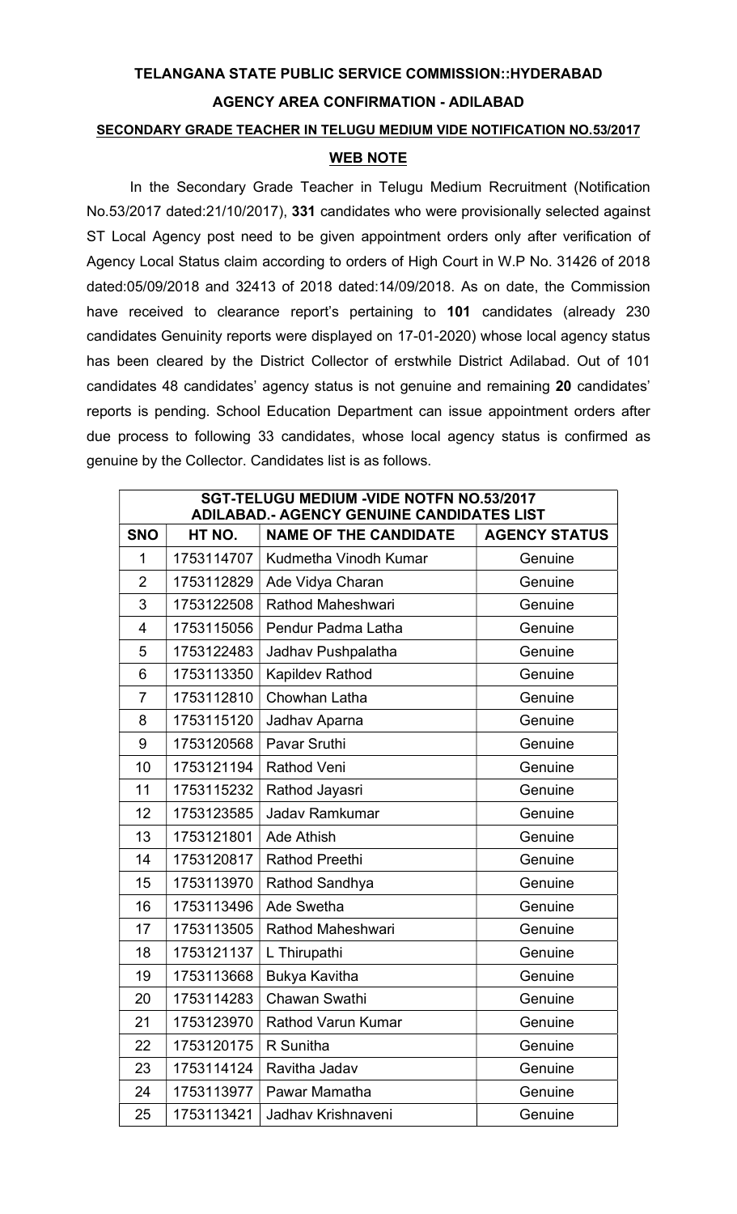# TELANGANA STATE PUBLIC SERVICE COMMISSION::HYDERABAD

## AGENCY AREA CONFIRMATION - ADILABAD

### SECONDARY GRADE TEACHER IN TELUGU MEDIUM VIDE NOTIFICATION NO.53/2017

### WEB NOTE

In the Secondary Grade Teacher in Telugu Medium Recruitment (Notification No.53/2017 dated:21/10/2017), **331** candidates who were provisionally selected against ST Local Agency post need to be given appointment orders only after verification of Agency Local Status claim according to orders of High Court in W.P No. 31426 of 2018 dated:05/09/2018 and 32413 of 2018 dated:14/09/2018. As on date, the Commission have received to clearance report's pertaining to **101** candidates (already 230 candidates Genuinity reports were displayed on 17-01-2020) whose local agency status has been cleared by the District Collector of erstwhile District Adilabad. Out of 101 candidates 48 candidates' agency status is not genuine and remaining **20** candidates' reports is pending. School Education Department can issue appointment orders after due process to following 33 candidates, whose local agency status is confirmed as genuine by the Collector. Candidates list is as follows.

| SGT-TELUGU MEDIUM -VIDE NOTFN NO.53/2017 ADILABAD.- AGENCY GENUINE CANDIDATES LIST | | | |
|---|---|---|---|
| **SNO** | **HT NO.** | **NAME OF THE CANDIDATE** | **AGENCY STATUS** |
| 1 | 1753114707 | Kudmetha Vinodh Kumar | Genuine |
| 2 | 1753112829 | Ade Vidya Charan | Genuine |
| 3 | 1753122508 | Rathod Maheshwari | Genuine |
| 4 | 1753115056 | Pendur Padma Latha | Genuine |
| 5 | 1753122483 | Jadhav Pushpalatha | Genuine |
| 6 | 1753113350 | Kapildev Rathod | Genuine |
| 7 | 1753112810 | Chowhan Latha | Genuine |
| 8 | 1753115120 | Jadhav Aparna | Genuine |
| 9 | 1753120568 | Pavar Sruthi | Genuine |
| 10 | 1753121194 | Rathod Veni | Genuine |
| 11 | 1753115232 | Rathod Jayasri | Genuine |
| 12 | 1753123585 | Jadav Ramkumar | Genuine |
| 13 | 1753121801 | Ade Athish | Genuine |
| 14 | 1753120817 | Rathod Preethi | Genuine |
| 15 | 1753113970 | Rathod Sandhya | Genuine |
| 16 | 1753113496 | Ade Swetha | Genuine |
| 17 | 1753113505 | Rathod Maheshwari | Genuine |
| 18 | 1753121137 | L Thirupathi | Genuine |
| 19 | 1753113668 | Bukya Kavitha | Genuine |
| 20 | 1753114283 | Chawan Swathi | Genuine |
| 21 | 1753123970 | Rathod Varun Kumar | Genuine |
| 22 | 1753120175 | R Sunitha | Genuine |
| 23 | 1753114124 | Ravitha Jadav | Genuine |
| 24 | 1753113977 | Pawar Mamatha | Genuine |
| 25 | 1753113421 | Jadhav Krishnaveni | Genuine |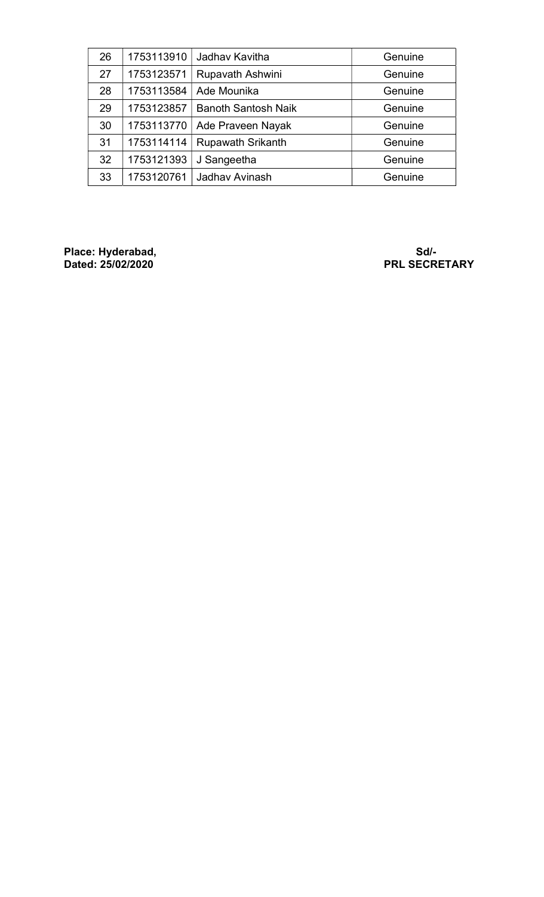| | | | |
|---|---|---|---|
| 26 | 1753113910 | Jadhav Kavitha | Genuine |
| 27 | 1753123571 | Rupavath Ashwini | Genuine |
| 28 | 1753113584 | Ade Mounika | Genuine |
| 29 | 1753123857 | Banoth Santosh Naik | Genuine |
| 30 | 1753113770 | Ade Praveen Nayak | Genuine |
| 31 | 1753114114 | Rupawath Srikanth | Genuine |
| 32 | 1753121393 | J Sangeetha | Genuine |
| 33 | 1753120761 | Jadhav Avinash | Genuine |

**Place: Hyderabad,**
**Dated: 25/02/2020**

**Sd/-**
**PRL SECRETARY**